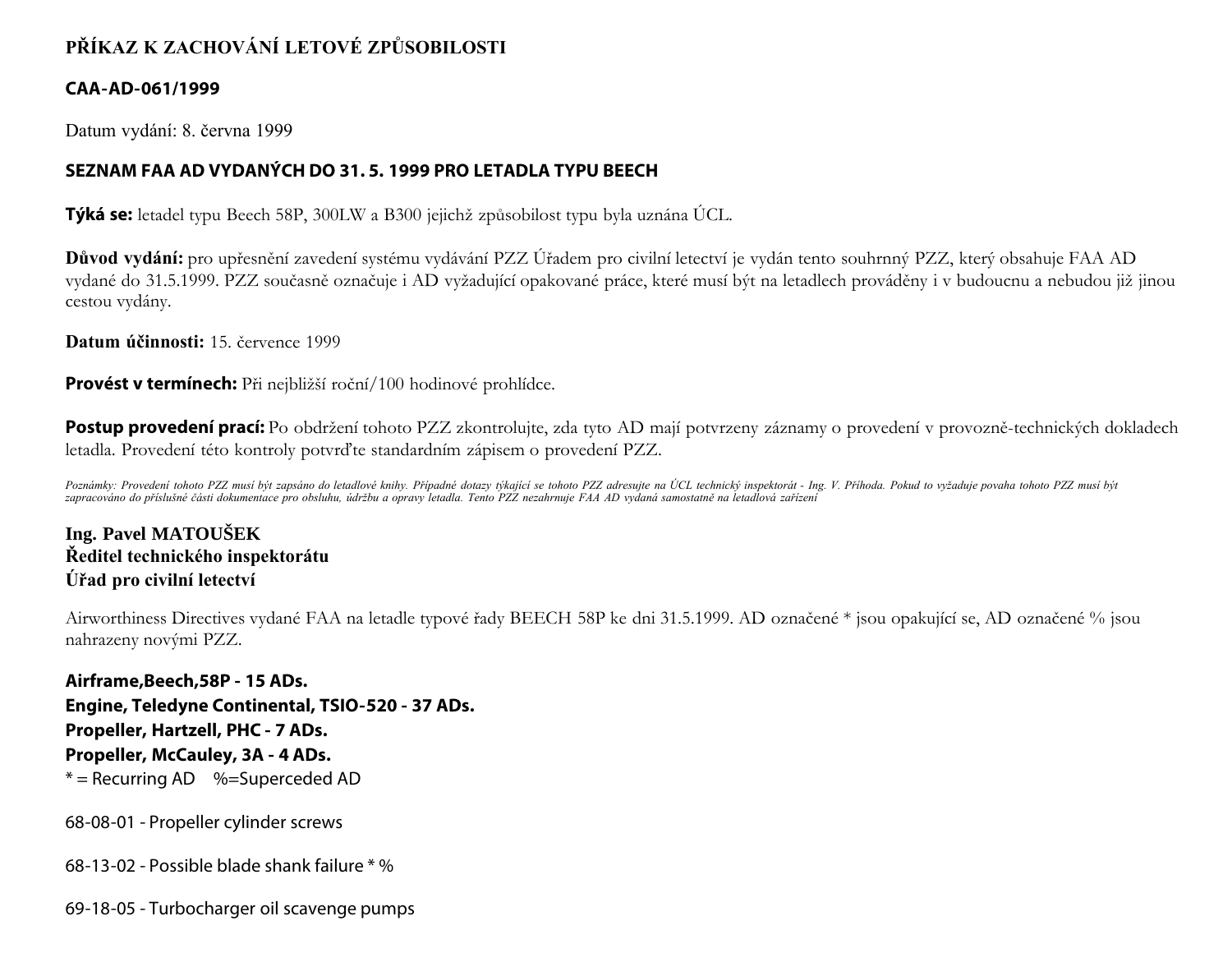# PŘÍKAZ K ZACHOVÁNÍ LETOVÉ ZPŮSOBILOSTI

## CAA-AD-061/1999

Datum vydání: 8. června 1999

## SEZNAM FAA AD VYDANÝCH DO 31. 5. 1999 PRO LETADLA TYPU BEECH

**Týká se:** letadel typu Beech 58P, 300LW a B300 jejichž způsobilost typu byla uznána ÚCL.

**Důvod vydání:** pro upřesnění zavedení systému vydávání PZZ Úřadem pro civilní letectví je vydán tento souhrnný PZZ, který obsahuje FAA AD vydané do 31.5.1999. PZZ současně označuje i AD vyžadující opakované práce, které musí být na letadlech prováděny i v budoucnu a nebudou již jinou cestou vydány.

**Datum účinnosti:** 15. července 1999

**Provést v termínech:** Při nejbližší roční/100 hodinové prohlídce.

**Postup provedení prací:** Po obdržení tohoto PZZ zkontrolujte, zda tyto AD mají potvrzeny záznamy o provedení v provozně-technických dokladech letadla. Provedení této kontroly potvrďte standardním zápisem o provedení PZZ.

*Poznámky: Provedení tohoto PZZ musí být zapsáno do letadlové knihy. Případné dotazy týkající se tohoto PZZ adresujte na ÚCL technický inspektorát - Ing. V. Příhoda. Pokud to vyžaduje povaha tohoto PZZ musí být zapracováno do příslušné části dokumentace pro obsluhu, údržbu a opravy letadla. Tento PZZ nezahrnuje FAA AD vydaná samostatně na letadlová zařízení*

**Ing. Pavel MATOUŠEK**
**Ředitel technického inspektorátu**
**Úřad pro civilní letectví**

Airworthiness Directives vydané FAA na letadle typové řady BEECH 58P ke dni 31.5.1999. AD označené * jsou opakující se, AD označené % jsou nahrazeny novými PZZ.

**Airframe,Beech,58P - 15 ADs.**
**Engine, Teledyne Continental, TSIO-520 - 37 ADs.**
**Propeller, Hartzell, PHC - 7 ADs.**
**Propeller, McCauley, 3A - 4 ADs.**
* = Recurring AD %=Superceded AD

68-08-01 - Propeller cylinder screws

68-13-02 - Possible blade shank failure * %

69-18-05 - Turbocharger oil scavenge pumps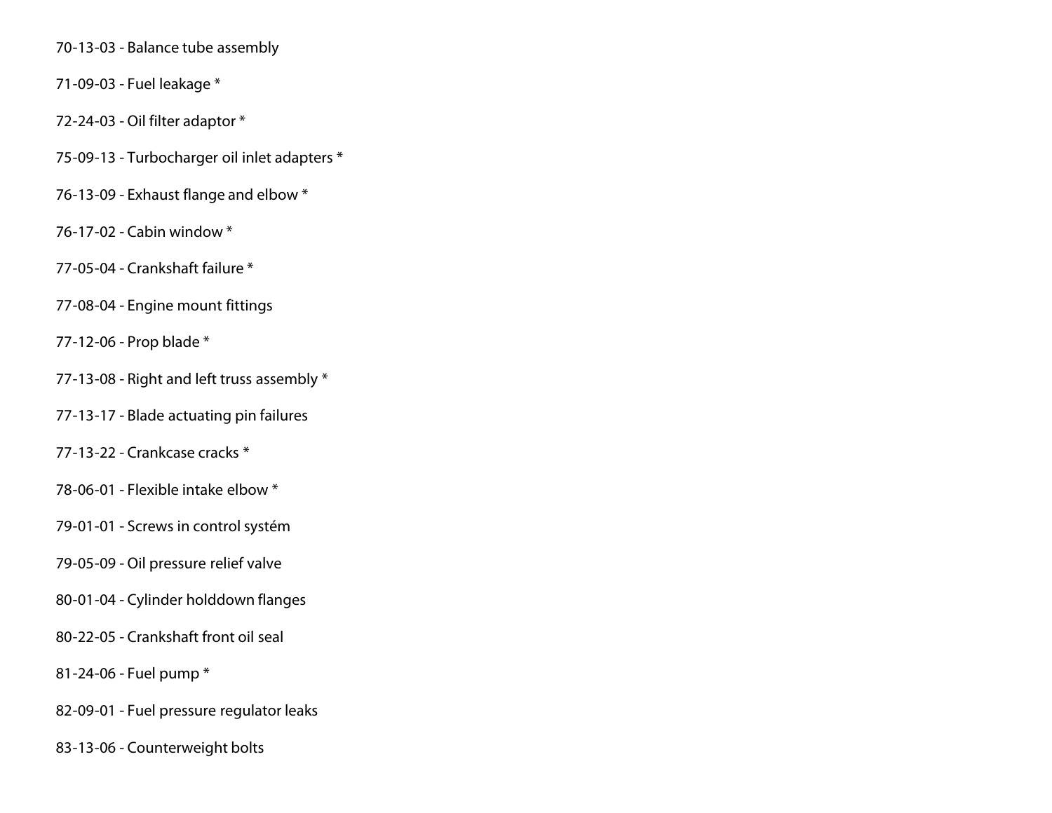70-13-03 - Balance tube assembly

71-09-03 - Fuel leakage *

72-24-03 - Oil filter adaptor *

75-09-13 - Turbocharger oil inlet adapters *

76-13-09 - Exhaust flange and elbow *

76-17-02 - Cabin window *

77-05-04 - Crankshaft failure *

77-08-04 - Engine mount fittings

77-12-06 - Prop blade *

77-13-08 - Right and left truss assembly *

77-13-17 - Blade actuating pin failures

77-13-22 - Crankcase cracks *

78-06-01 - Flexible intake elbow *

79-01-01 - Screws in control systém

79-05-09 - Oil pressure relief valve

80-01-04 - Cylinder holddown flanges

80-22-05 - Crankshaft front oil seal

81-24-06 - Fuel pump *

82-09-01 - Fuel pressure regulator leaks

83-13-06 - Counterweight bolts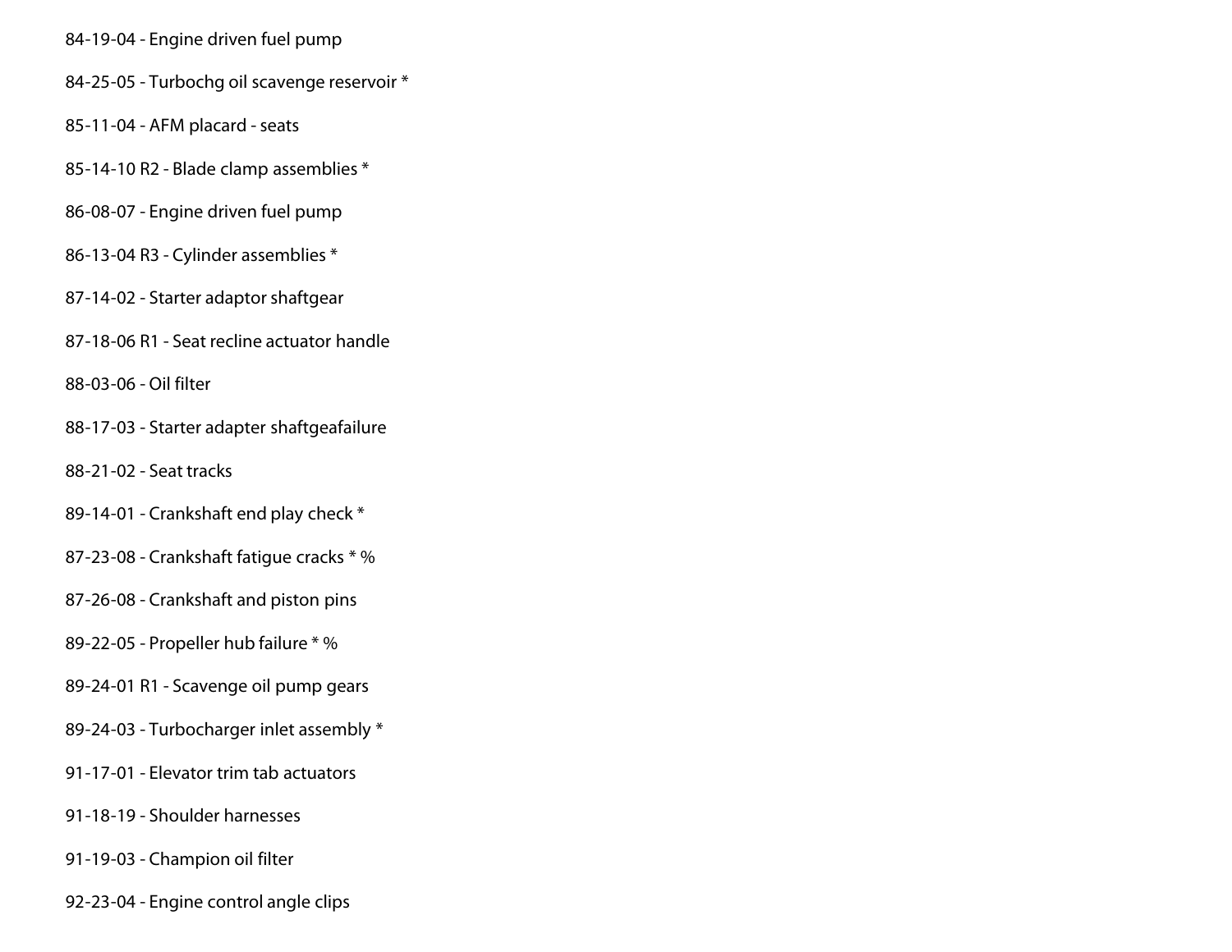84-19-04 - Engine driven fuel pump

84-25-05 - Turbochg oil scavenge reservoir *

85-11-04 - AFM placard - seats

85-14-10 R2 - Blade clamp assemblies *

86-08-07 - Engine driven fuel pump

86-13-04 R3 - Cylinder assemblies *

87-14-02 - Starter adaptor shaftgear

87-18-06 R1 - Seat recline actuator handle

88-03-06 - Oil filter

88-17-03 - Starter adapter shaftgeafailure

88-21-02 - Seat tracks

89-14-01 - Crankshaft end play check *

87-23-08 - Crankshaft fatigue cracks * %

87-26-08 - Crankshaft and piston pins

89-22-05 - Propeller hub failure * %

89-24-01 R1 - Scavenge oil pump gears

89-24-03 - Turbocharger inlet assembly *

91-17-01 - Elevator trim tab actuators

91-18-19 - Shoulder harnesses

91-19-03 - Champion oil filter

92-23-04 - Engine control angle clips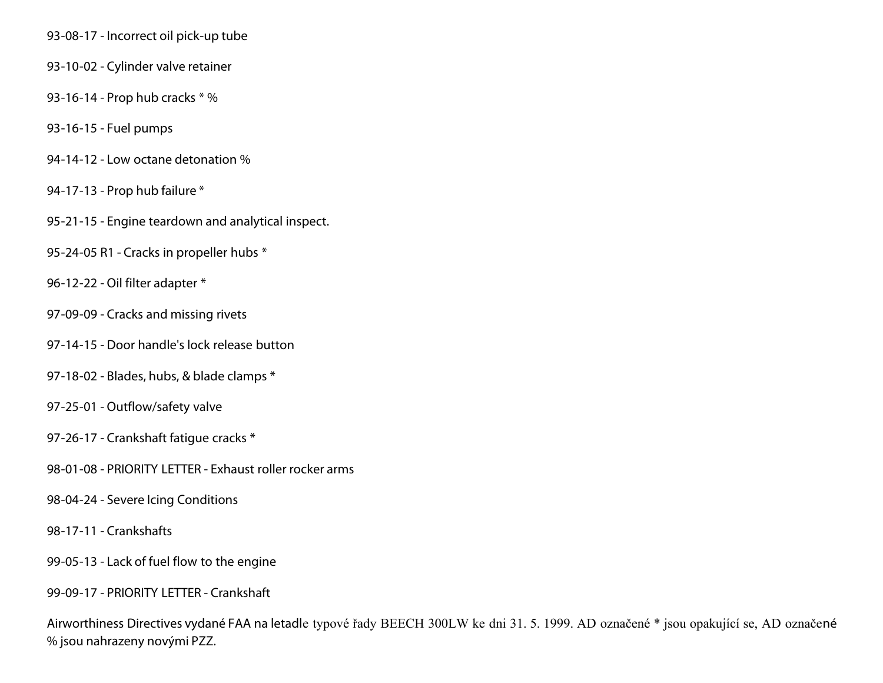93-08-17 - Incorrect oil pick-up tube

93-10-02 - Cylinder valve retainer

93-16-14 - Prop hub cracks * %

93-16-15 - Fuel pumps

94-14-12 - Low octane detonation %

94-17-13 - Prop hub failure *

95-21-15 - Engine teardown and analytical inspect.

95-24-05 R1 - Cracks in propeller hubs *

96-12-22 - Oil filter adapter *

97-09-09 - Cracks and missing rivets

97-14-15 - Door handle's lock release button

97-18-02 - Blades, hubs, & blade clamps *

97-25-01 - Outflow/safety valve

97-26-17 - Crankshaft fatigue cracks *

98-01-08 - PRIORITY LETTER - Exhaust roller rocker arms

98-04-24 - Severe Icing Conditions

98-17-11 - Crankshafts

99-05-13 - Lack of fuel flow to the engine

99-09-17 - PRIORITY LETTER - Crankshaft

Airworthiness Directives vydané FAA na letadle typové řady BEECH 300LW ke dni 31. 5. 1999. AD označené * jsou opakující se, AD označené % jsou nahrazeny novými PZZ.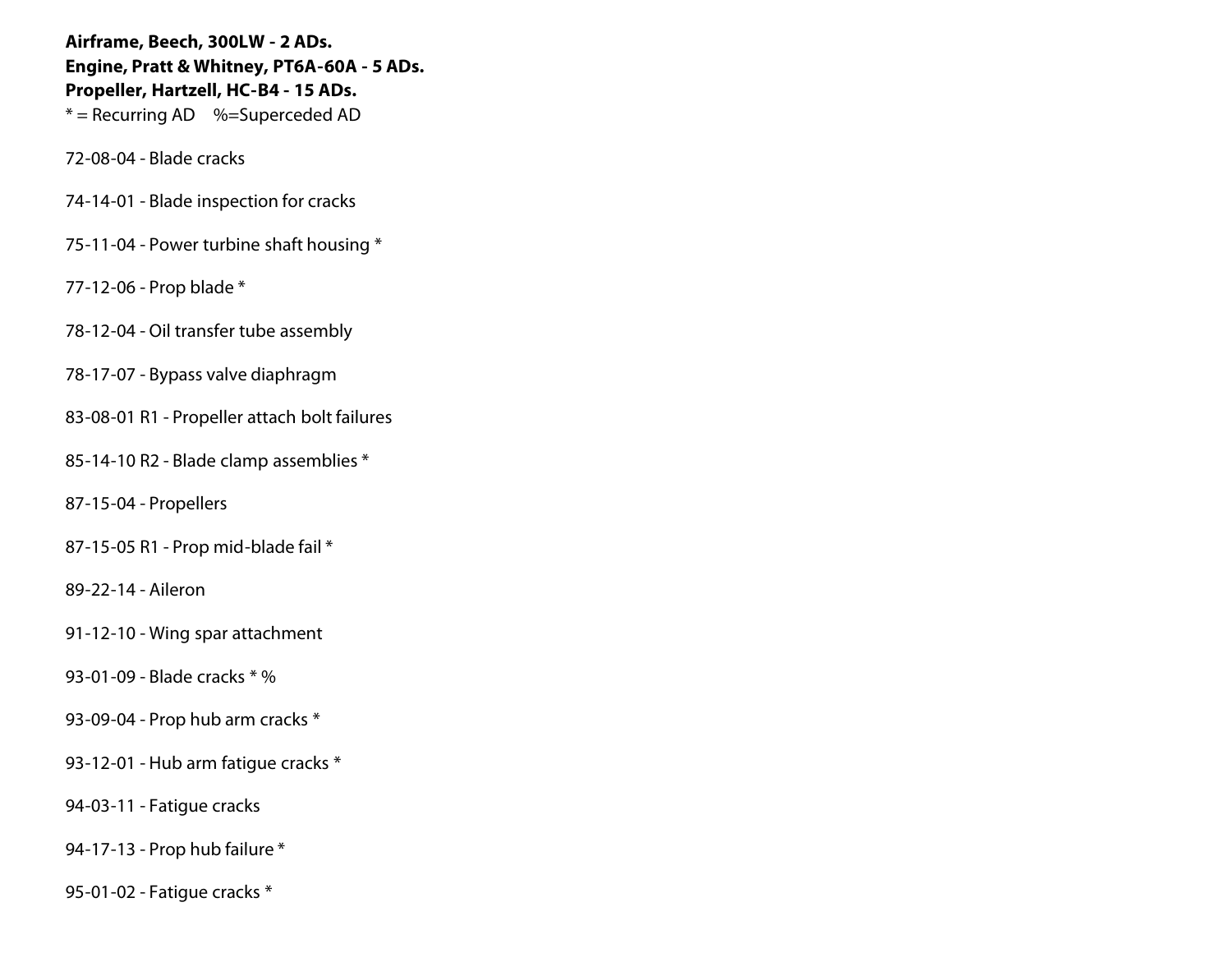**Airframe, Beech, 300LW - 2 ADs.**
**Engine, Pratt & Whitney, PT6A-60A - 5 ADs.**
**Propeller, Hartzell, HC-B4 - 15 ADs.**
* = Recurring AD    %=Superceded AD

72-08-04 - Blade cracks

74-14-01 - Blade inspection for cracks

75-11-04 - Power turbine shaft housing *

77-12-06 - Prop blade *

78-12-04 - Oil transfer tube assembly

78-17-07 - Bypass valve diaphragm

83-08-01 R1 - Propeller attach bolt failures

85-14-10 R2 - Blade clamp assemblies *

87-15-04 - Propellers

87-15-05 R1 - Prop mid-blade fail *

89-22-14 - Aileron

91-12-10 - Wing spar attachment

93-01-09 - Blade cracks * %

93-09-04 - Prop hub arm cracks *

93-12-01 - Hub arm fatigue cracks *

94-03-11 - Fatigue cracks

94-17-13 - Prop hub failure *

95-01-02 - Fatigue cracks *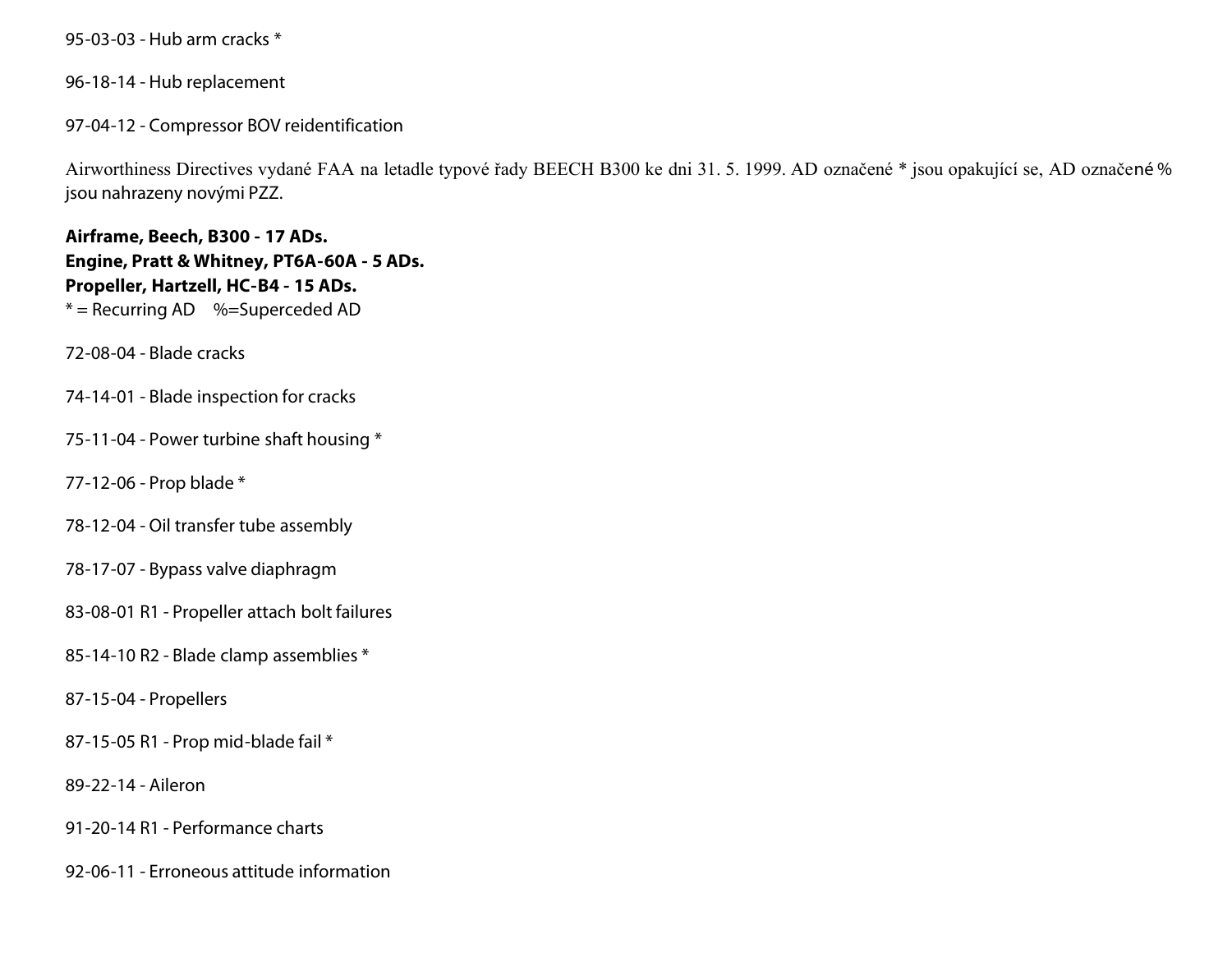95-03-03 - Hub arm cracks *

96-18-14 - Hub replacement

97-04-12 - Compressor BOV reidentification

Airworthiness Directives vydané FAA na letadle typové řady BEECH B300 ke dni 31. 5. 1999. AD označené * jsou opakující se, AD označené % jsou nahrazeny novými PZZ.

**Airframe, Beech, B300 - 17 ADs.**
**Engine, Pratt & Whitney, PT6A-60A - 5 ADs.**
**Propeller, Hartzell, HC-B4 - 15 ADs.**
* = Recurring AD    %=Superceded AD

72-08-04 - Blade cracks

74-14-01 - Blade inspection for cracks

75-11-04 - Power turbine shaft housing *

77-12-06 - Prop blade *

78-12-04 - Oil transfer tube assembly

78-17-07 - Bypass valve diaphragm

83-08-01 R1 - Propeller attach bolt failures

85-14-10 R2 - Blade clamp assemblies *

87-15-04 - Propellers

87-15-05 R1 - Prop mid-blade fail *

89-22-14 - Aileron

91-20-14 R1 - Performance charts

92-06-11 - Erroneous attitude information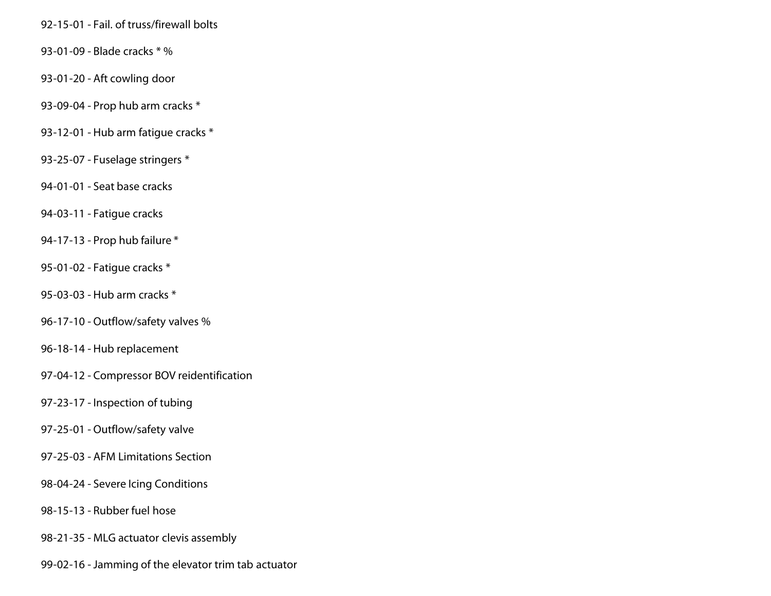92-15-01 - Fail. of truss/firewall bolts

93-01-09 - Blade cracks * %

93-01-20 - Aft cowling door

93-09-04 - Prop hub arm cracks *

93-12-01 - Hub arm fatigue cracks *

93-25-07 - Fuselage stringers *

94-01-01 - Seat base cracks

94-03-11 - Fatigue cracks

94-17-13 - Prop hub failure *

95-01-02 - Fatigue cracks *

95-03-03 - Hub arm cracks *

96-17-10 - Outflow/safety valves %

96-18-14 - Hub replacement

97-04-12 - Compressor BOV reidentification

97-23-17 - Inspection of tubing

97-25-01 - Outflow/safety valve

97-25-03 - AFM Limitations Section

98-04-24 - Severe Icing Conditions

98-15-13 - Rubber fuel hose

98-21-35 - MLG actuator clevis assembly

99-02-16 - Jamming of the elevator trim tab actuator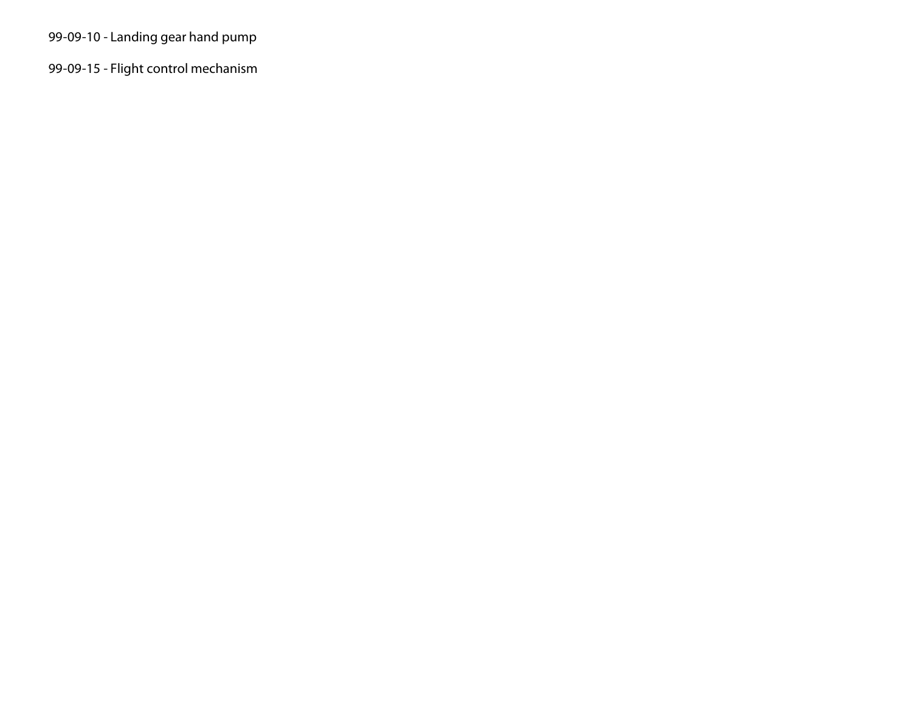99-09-10 - Landing gear hand pump

99-09-15 - Flight control mechanism